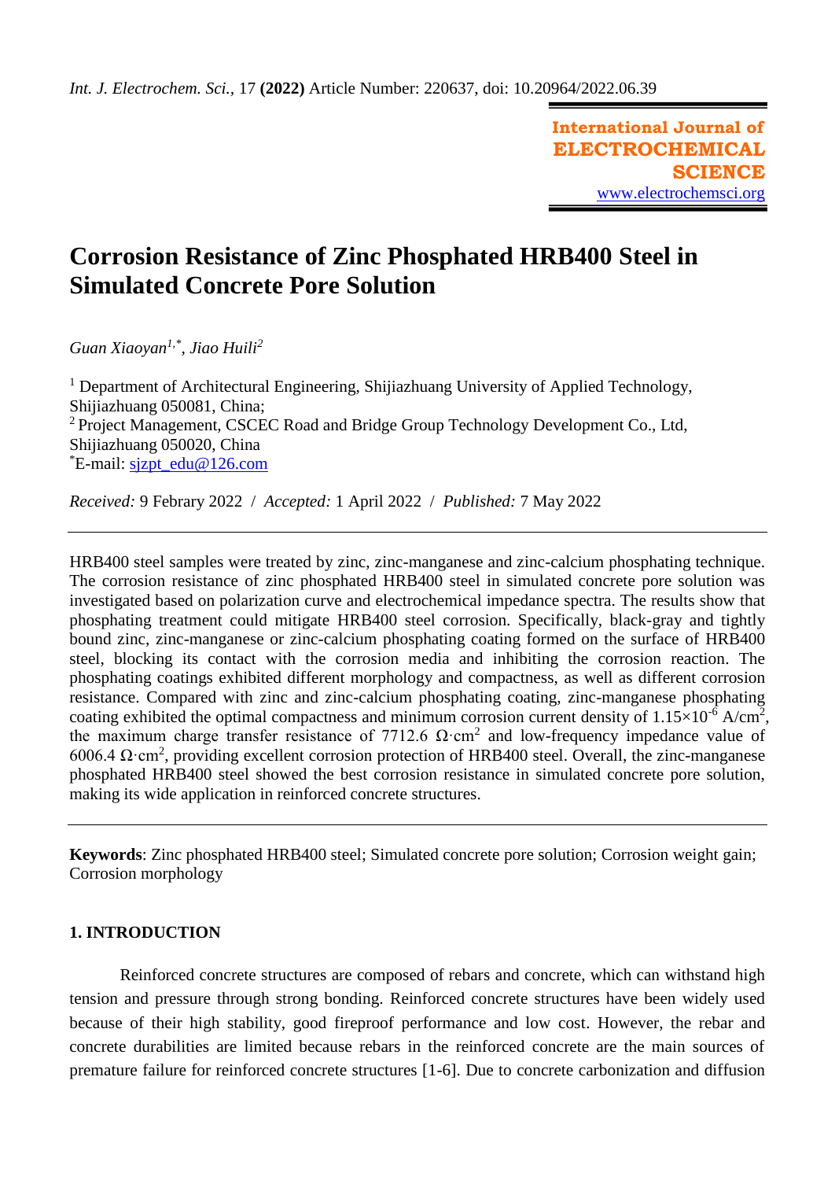# Corrosion Resistance of Zinc Phosphated HRB400 Steel in Simulated Concrete Pore Solution

*Guan Xiaoyan*[1,*], *Jiao Huili*[2]

[1] Department of Architectural Engineering, Shijiazhuang University of Applied Technology, Shijiazhuang 050081, China;
[2] Project Management, CSCEC Road and Bridge Group Technology Development Co., Ltd, Shijiazhuang 050020, China
[*]E-mail: sjzpt_edu@126.com

*Received:* 9 Febrary 2022 / *Accepted:* 1 April 2022 / *Published:* 7 May 2022

---

HRB400 steel samples were treated by zinc, zinc-manganese and zinc-calcium phosphating technique. The corrosion resistance of zinc phosphated HRB400 steel in simulated concrete pore solution was investigated based on polarization curve and electrochemical impedance spectra. The results show that phosphating treatment could mitigate HRB400 steel corrosion. Specifically, black-gray and tightly bound zinc, zinc-manganese or zinc-calcium phosphating coating formed on the surface of HRB400 steel, blocking its contact with the corrosion media and inhibiting the corrosion reaction. The phosphating coatings exhibited different morphology and compactness, as well as different corrosion resistance. Compared with zinc and zinc-calcium phosphating coating, zinc-manganese phosphating coating exhibited the optimal compactness and minimum corrosion current density of $1.15\times10^{-6}$ A/cm$^2$, the maximum charge transfer resistance of 7712.6 $\Omega\cdot$cm$^2$ and low-frequency impedance value of 6006.4 $\Omega\cdot$cm$^2$, providing excellent corrosion protection of HRB400 steel. Overall, the zinc-manganese phosphated HRB400 steel showed the best corrosion resistance in simulated concrete pore solution, making its wide application in reinforced concrete structures.

---

**Keywords**: Zinc phosphated HRB400 steel; Simulated concrete pore solution; Corrosion weight gain; Corrosion morphology

## 1. INTRODUCTION

Reinforced concrete structures are composed of rebars and concrete, which can withstand high tension and pressure through strong bonding. Reinforced concrete structures have been widely used because of their high stability, good fireproof performance and low cost. However, the rebar and concrete durabilities are limited because rebars in the reinforced concrete are the main sources of premature failure for reinforced concrete structures [1-6]. Due to concrete carbonization and diffusion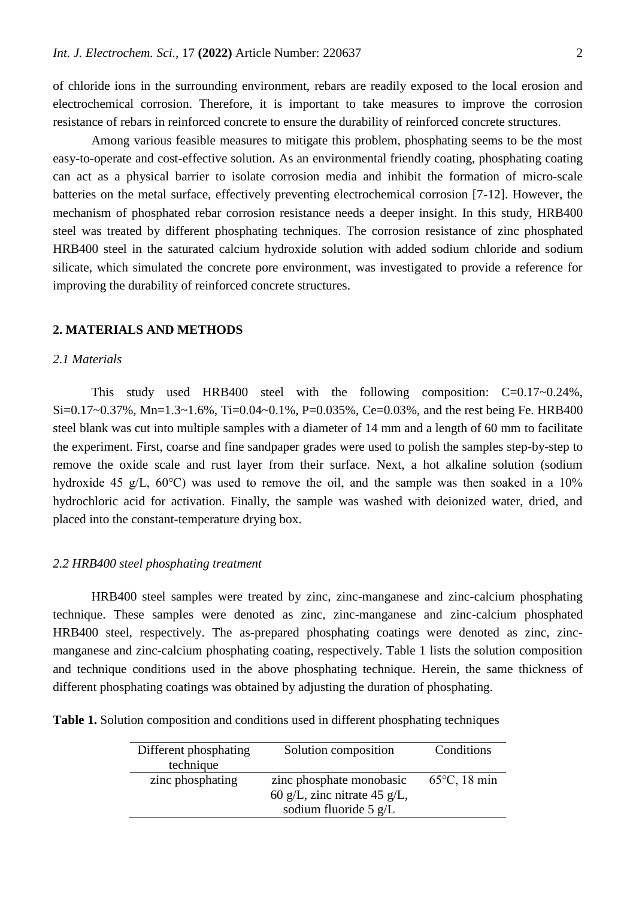of chloride ions in the surrounding environment, rebars are readily exposed to the local erosion and electrochemical corrosion. Therefore, it is important to take measures to improve the corrosion resistance of rebars in reinforced concrete to ensure the durability of reinforced concrete structures.

Among various feasible measures to mitigate this problem, phosphating seems to be the most easy-to-operate and cost-effective solution. As an environmental friendly coating, phosphating coating can act as a physical barrier to isolate corrosion media and inhibit the formation of micro-scale batteries on the metal surface, effectively preventing electrochemical corrosion [7-12]. However, the mechanism of phosphated rebar corrosion resistance needs a deeper insight. In this study, HRB400 steel was treated by different phosphating techniques. The corrosion resistance of zinc phosphated HRB400 steel in the saturated calcium hydroxide solution with added sodium chloride and sodium silicate, which simulated the concrete pore environment, was investigated to provide a reference for improving the durability of reinforced concrete structures.

## 2. MATERIALS AND METHODS

### *2.1 Materials*

This study used HRB400 steel with the following composition: C=0.17~0.24%, Si=0.17~0.37%, Mn=1.3~1.6%, Ti=0.04~0.1%, P=0.035%, Ce=0.03%, and the rest being Fe. HRB400 steel blank was cut into multiple samples with a diameter of 14 mm and a length of 60 mm to facilitate the experiment. First, coarse and fine sandpaper grades were used to polish the samples step-by-step to remove the oxide scale and rust layer from their surface. Next, a hot alkaline solution (sodium hydroxide 45 g/L, 60°C) was used to remove the oil, and the sample was then soaked in a 10% hydrochloric acid for activation. Finally, the sample was washed with deionized water, dried, and placed into the constant-temperature drying box.

### *2.2 HRB400 steel phosphating treatment*

HRB400 steel samples were treated by zinc, zinc-manganese and zinc-calcium phosphating technique. These samples were denoted as zinc, zinc-manganese and zinc-calcium phosphated HRB400 steel, respectively. The as-prepared phosphating coatings were denoted as zinc, zinc-manganese and zinc-calcium phosphating coating, respectively. Table 1 lists the solution composition and technique conditions used in the above phosphating technique. Herein, the same thickness of different phosphating coatings was obtained by adjusting the duration of phosphating.

**Table 1.** Solution composition and conditions used in different phosphating techniques

| Different phosphating technique | Solution composition | Conditions |
|---|---|---|
| zinc phosphating | zinc phosphate monobasic 60 g/L, zinc nitrate 45 g/L, sodium fluoride 5 g/L | 65°C, 18 min |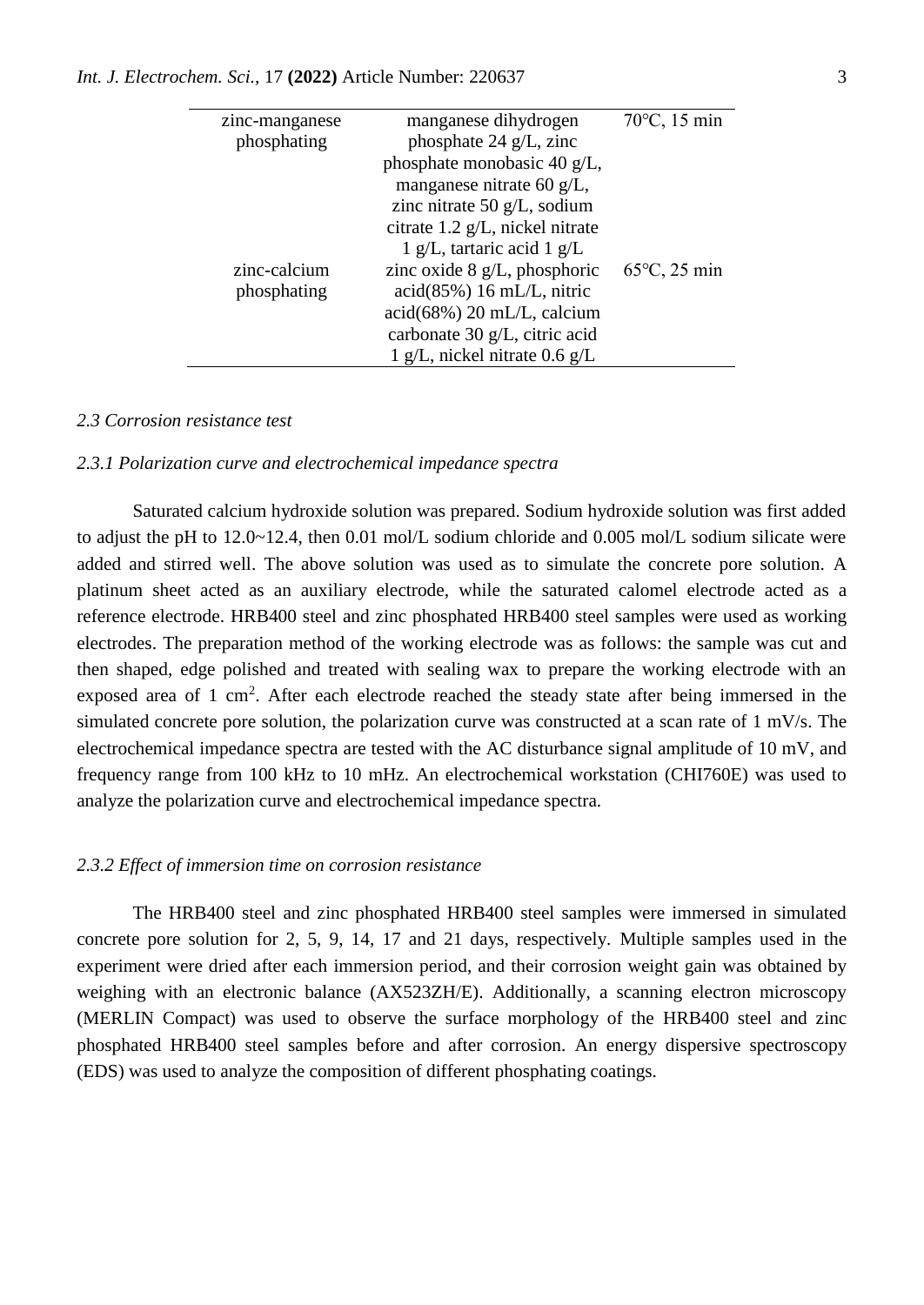| | | |
|---|---|---|
| zinc-manganese phosphating | manganese dihydrogen phosphate 24 g/L, zinc phosphate monobasic 40 g/L, manganese nitrate 60 g/L, zinc nitrate 50 g/L, sodium citrate 1.2 g/L, nickel nitrate 1 g/L, tartaric acid 1 g/L | 70℃, 15 min |
| zinc-calcium phosphating | zinc oxide 8 g/L, phosphoric acid(85%) 16 mL/L, nitric acid(68%) 20 mL/L, calcium carbonate 30 g/L, citric acid 1 g/L, nickel nitrate 0.6 g/L | 65℃, 25 min |

### *2.3 Corrosion resistance test*

#### *2.3.1 Polarization curve and electrochemical impedance spectra*

Saturated calcium hydroxide solution was prepared. Sodium hydroxide solution was first added to adjust the pH to 12.0~12.4, then 0.01 mol/L sodium chloride and 0.005 mol/L sodium silicate were added and stirred well. The above solution was used as to simulate the concrete pore solution. A platinum sheet acted as an auxiliary electrode, while the saturated calomel electrode acted as a reference electrode. HRB400 steel and zinc phosphated HRB400 steel samples were used as working electrodes. The preparation method of the working electrode was as follows: the sample was cut and then shaped, edge polished and treated with sealing wax to prepare the working electrode with an exposed area of 1 $cm^2$. After each electrode reached the steady state after being immersed in the simulated concrete pore solution, the polarization curve was constructed at a scan rate of 1 mV/s. The electrochemical impedance spectra are tested with the AC disturbance signal amplitude of 10 mV, and frequency range from 100 kHz to 10 mHz. An electrochemical workstation (CHI760E) was used to analyze the polarization curve and electrochemical impedance spectra.

#### *2.3.2 Effect of immersion time on corrosion resistance*

The HRB400 steel and zinc phosphated HRB400 steel samples were immersed in simulated concrete pore solution for 2, 5, 9, 14, 17 and 21 days, respectively. Multiple samples used in the experiment were dried after each immersion period, and their corrosion weight gain was obtained by weighing with an electronic balance (AX523ZH/E). Additionally, a scanning electron microscopy (MERLIN Compact) was used to observe the surface morphology of the HRB400 steel and zinc phosphated HRB400 steel samples before and after corrosion. An energy dispersive spectroscopy (EDS) was used to analyze the composition of different phosphating coatings.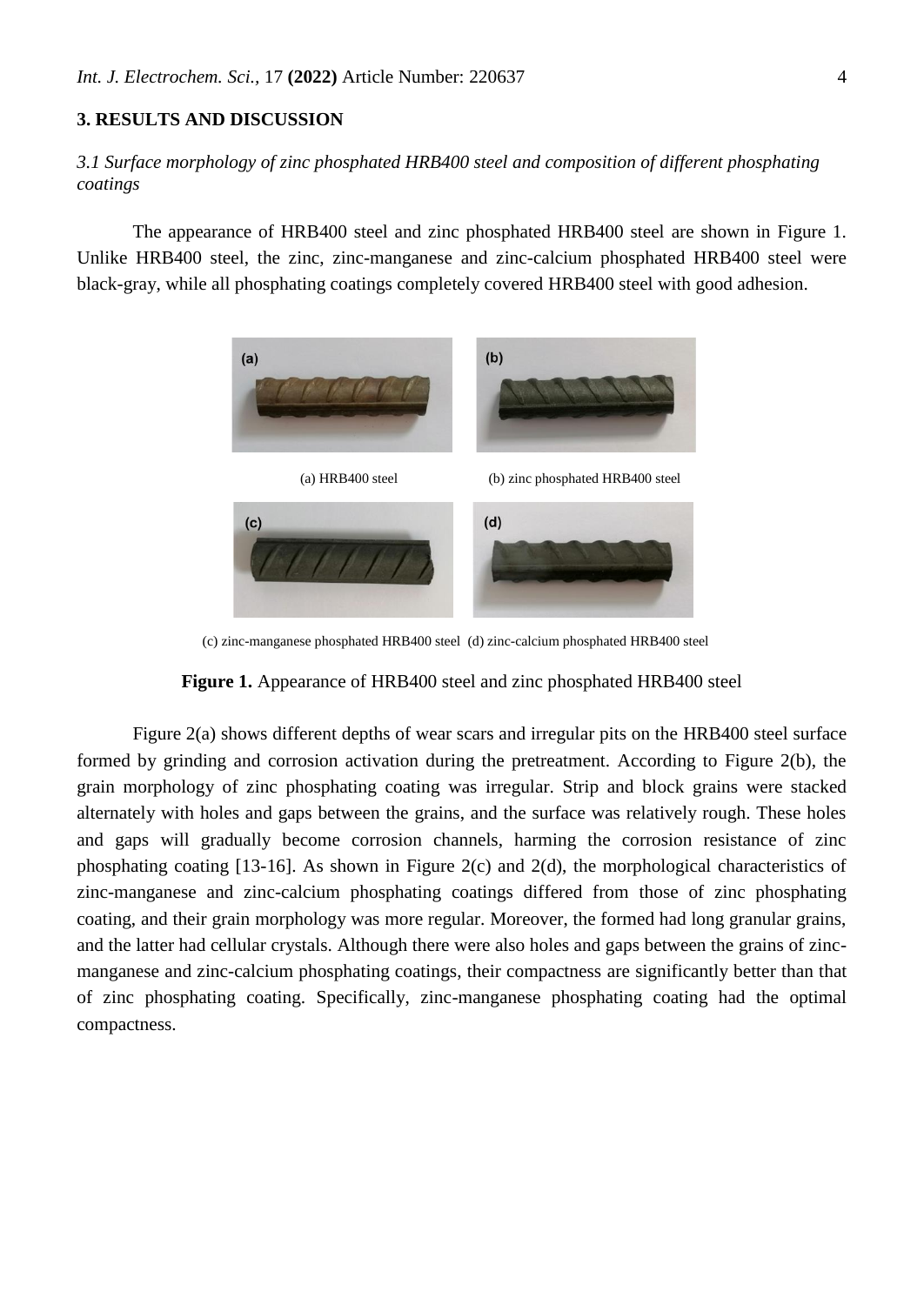## 3. RESULTS AND DISCUSSION

### *3.1 Surface morphology of zinc phosphated HRB400 steel and composition of different phosphating coatings*

The appearance of HRB400 steel and zinc phosphated HRB400 steel are shown in Figure 1. Unlike HRB400 steel, the zinc, zinc-manganese and zinc-calcium phosphated HRB400 steel were black-gray, while all phosphating coatings completely covered HRB400 steel with good adhesion.

(a) HRB400 steel (b) zinc phosphated HRB400 steel

(c) zinc-manganese phosphated HRB400 steel (d) zinc-calcium phosphated HRB400 steel

**Figure 1.** Appearance of HRB400 steel and zinc phosphated HRB400 steel

Figure 2(a) shows different depths of wear scars and irregular pits on the HRB400 steel surface formed by grinding and corrosion activation during the pretreatment. According to Figure 2(b), the grain morphology of zinc phosphating coating was irregular. Strip and block grains were stacked alternately with holes and gaps between the grains, and the surface was relatively rough. These holes and gaps will gradually become corrosion channels, harming the corrosion resistance of zinc phosphating coating [13-16]. As shown in Figure 2(c) and 2(d), the morphological characteristics of zinc-manganese and zinc-calcium phosphating coatings differed from those of zinc phosphating coating, and their grain morphology was more regular. Moreover, the formed had long granular grains, and the latter had cellular crystals. Although there were also holes and gaps between the grains of zinc-manganese and zinc-calcium phosphating coatings, their compactness are significantly better than that of zinc phosphating coating. Specifically, zinc-manganese phosphating coating had the optimal compactness.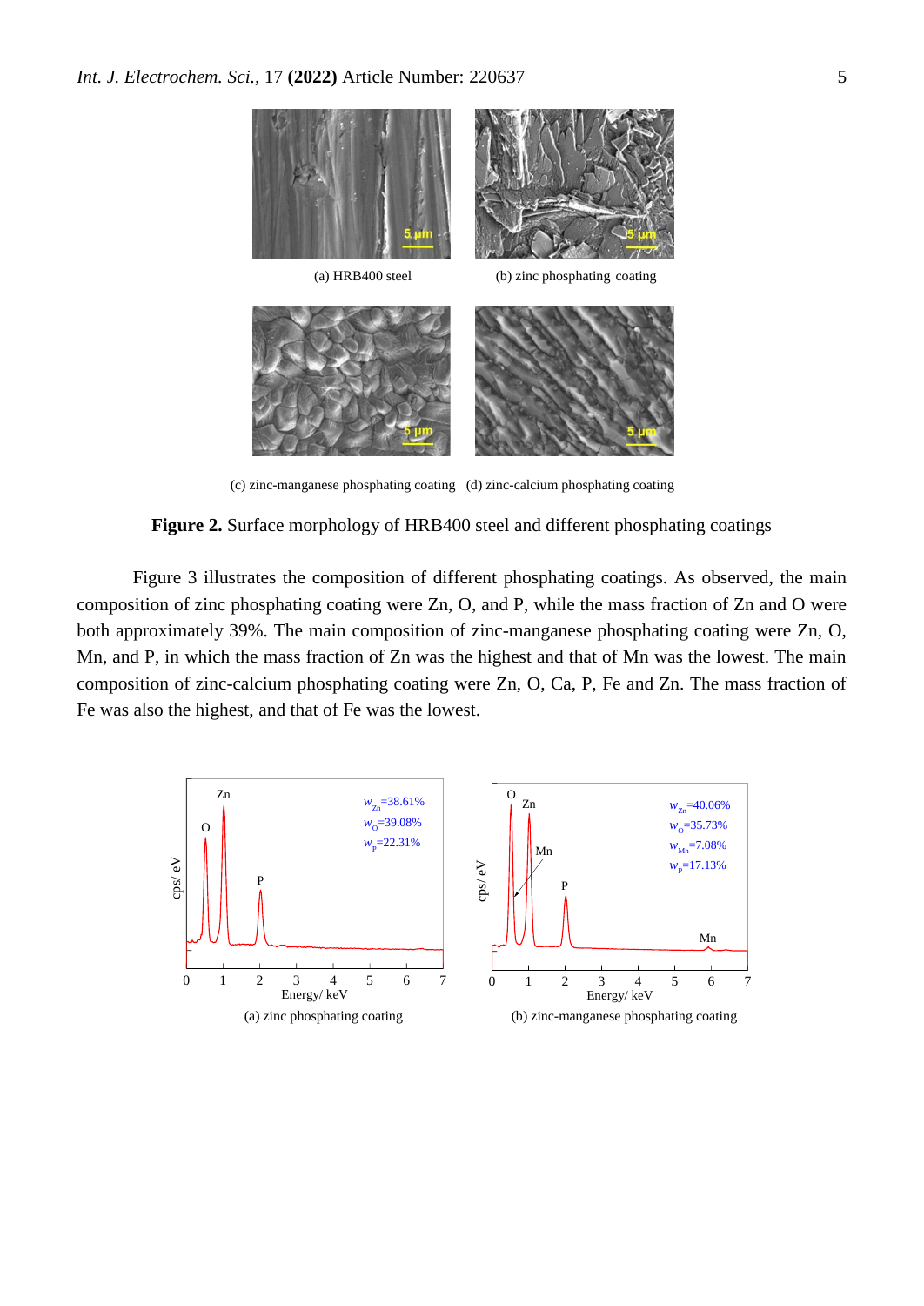(a) HRB400 steel

(b) zinc phosphating coating

(c) zinc-manganese phosphating coating

(d) zinc-calcium phosphating coating

**Figure 2.** Surface morphology of HRB400 steel and different phosphating coatings

Figure 3 illustrates the composition of different phosphating coatings. As observed, the main composition of zinc phosphating coating were Zn, O, and P, while the mass fraction of Zn and O were both approximately 39%. The main composition of zinc-manganese phosphating coating were Zn, O, Mn, and P, in which the mass fraction of Zn was the highest and that of Mn was the lowest. The main composition of zinc-calcium phosphating coating were Zn, O, Ca, P, Fe and Zn. The mass fraction of Fe was also the highest, and that of Fe was the lowest.

$w_{Zn}$=38.61%
$w_{O}$=39.08%
$w_{P}$=22.31%

(a) zinc phosphating coating

$w_{Zn}$=40.06%
$w_{O}$=35.73%
$w_{Mn}$=7.08%
$w_{P}$=17.13%

(b) zinc-manganese phosphating coating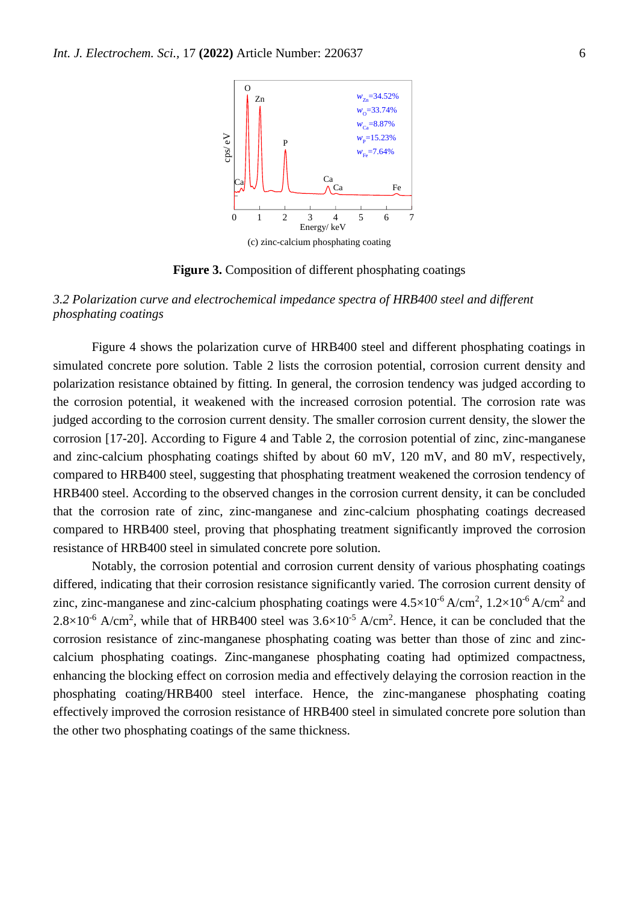(c) zinc-calcium phosphating coating

**Figure 3.** Composition of different phosphating coatings

*3.2 Polarization curve and electrochemical impedance spectra of HRB400 steel and different phosphating coatings*

Figure 4 shows the polarization curve of HRB400 steel and different phosphating coatings in simulated concrete pore solution. Table 2 lists the corrosion potential, corrosion current density and polarization resistance obtained by fitting. In general, the corrosion tendency was judged according to the corrosion potential, it weakened with the increased corrosion potential. The corrosion rate was judged according to the corrosion current density. The smaller corrosion current density, the slower the corrosion [17-20]. According to Figure 4 and Table 2, the corrosion potential of zinc, zinc-manganese and zinc-calcium phosphating coatings shifted by about 60 mV, 120 mV, and 80 mV, respectively, compared to HRB400 steel, suggesting that phosphating treatment weakened the corrosion tendency of HRB400 steel. According to the observed changes in the corrosion current density, it can be concluded that the corrosion rate of zinc, zinc-manganese and zinc-calcium phosphating coatings decreased compared to HRB400 steel, proving that phosphating treatment significantly improved the corrosion resistance of HRB400 steel in simulated concrete pore solution.

Notably, the corrosion potential and corrosion current density of various phosphating coatings differed, indicating that their corrosion resistance significantly varied. The corrosion current density of zinc, zinc-manganese and zinc-calcium phosphating coatings were $4.5\times10^{-6}$ A/cm$^2$, $1.2\times10^{-6}$ A/cm$^2$ and $2.8\times10^{-6}$ A/cm$^2$, while that of HRB400 steel was $3.6\times10^{-5}$ A/cm$^2$. Hence, it can be concluded that the corrosion resistance of zinc-manganese phosphating coating was better than those of zinc and zinc-calcium phosphating coatings. Zinc-manganese phosphating coating had optimized compactness, enhancing the blocking effect on corrosion media and effectively delaying the corrosion reaction in the phosphating coating/HRB400 steel interface. Hence, the zinc-manganese phosphating coating effectively improved the corrosion resistance of HRB400 steel in simulated concrete pore solution than the other two phosphating coatings of the same thickness.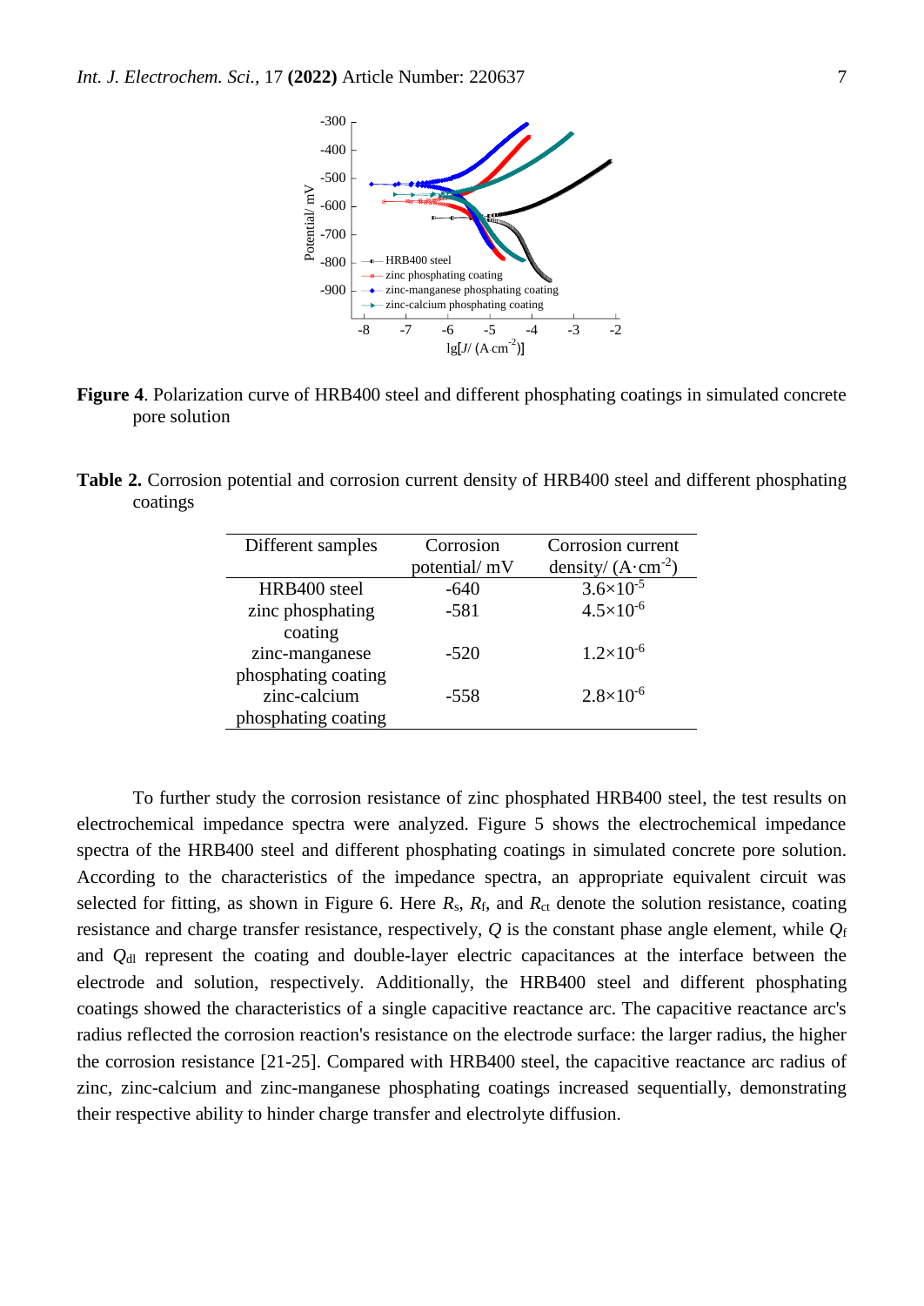**Figure 4**. Polarization curve of HRB400 steel and different phosphating coatings in simulated concrete pore solution

**Table 2.** Corrosion potential and corrosion current density of HRB400 steel and different phosphating coatings

| Different samples | Corrosion potential/ mV | Corrosion current density/ $(A \cdot cm^{-2})$ |
|---|---|---|
| HRB400 steel | -640 | $3.6 \times 10^{-5}$ |
| zinc phosphating coating | -581 | $4.5 \times 10^{-6}$ |
| zinc-manganese phosphating coating | -520 | $1.2 \times 10^{-6}$ |
| zinc-calcium phosphating coating | -558 | $2.8 \times 10^{-6}$ |

To further study the corrosion resistance of zinc phosphated HRB400 steel, the test results on electrochemical impedance spectra were analyzed. Figure 5 shows the electrochemical impedance spectra of the HRB400 steel and different phosphating coatings in simulated concrete pore solution. According to the characteristics of the impedance spectra, an appropriate equivalent circuit was selected for fitting, as shown in Figure 6. Here $R_s$, $R_f$, and $R_{ct}$ denote the solution resistance, coating resistance and charge transfer resistance, respectively, $Q$ is the constant phase angle element, while $Q_f$ and $Q_{dl}$ represent the coating and double-layer electric capacitances at the interface between the electrode and solution, respectively. Additionally, the HRB400 steel and different phosphating coatings showed the characteristics of a single capacitive reactance arc. The capacitive reactance arc's radius reflected the corrosion reaction's resistance on the electrode surface: the larger radius, the higher the corrosion resistance [21-25]. Compared with HRB400 steel, the capacitive reactance arc radius of zinc, zinc-calcium and zinc-manganese phosphating coatings increased sequentially, demonstrating their respective ability to hinder charge transfer and electrolyte diffusion.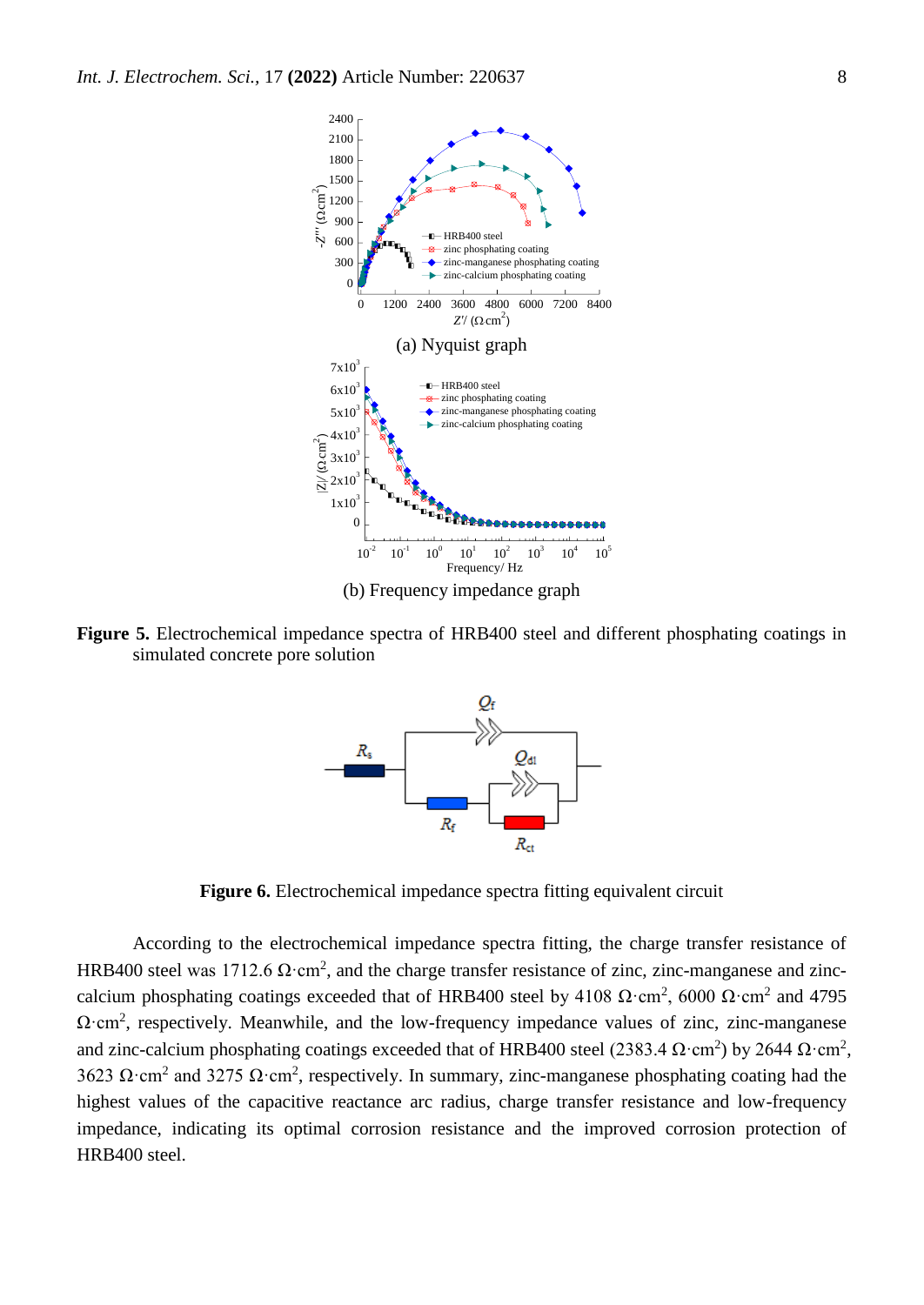(a) Nyquist graph

(b) Frequency impedance graph

**Figure 5.** Electrochemical impedance spectra of HRB400 steel and different phosphating coatings in simulated concrete pore solution

**Figure 6.** Electrochemical impedance spectra fitting equivalent circuit

According to the electrochemical impedance spectra fitting, the charge transfer resistance of HRB400 steel was 1712.6 $\Omega\cdot cm^2$, and the charge transfer resistance of zinc, zinc-manganese and zinc-calcium phosphating coatings exceeded that of HRB400 steel by 4108 $\Omega\cdot cm^2$, 6000 $\Omega\cdot cm^2$ and 4795 $\Omega\cdot cm^2$, respectively. Meanwhile, and the low-frequency impedance values of zinc, zinc-manganese and zinc-calcium phosphating coatings exceeded that of HRB400 steel (2383.4 $\Omega\cdot cm^2$) by 2644 $\Omega\cdot cm^2$, 3623 $\Omega\cdot cm^2$ and 3275 $\Omega\cdot cm^2$, respectively. In summary, zinc-manganese phosphating coating had the highest values of the capacitive reactance arc radius, charge transfer resistance and low-frequency impedance, indicating its optimal corrosion resistance and the improved corrosion protection of HRB400 steel.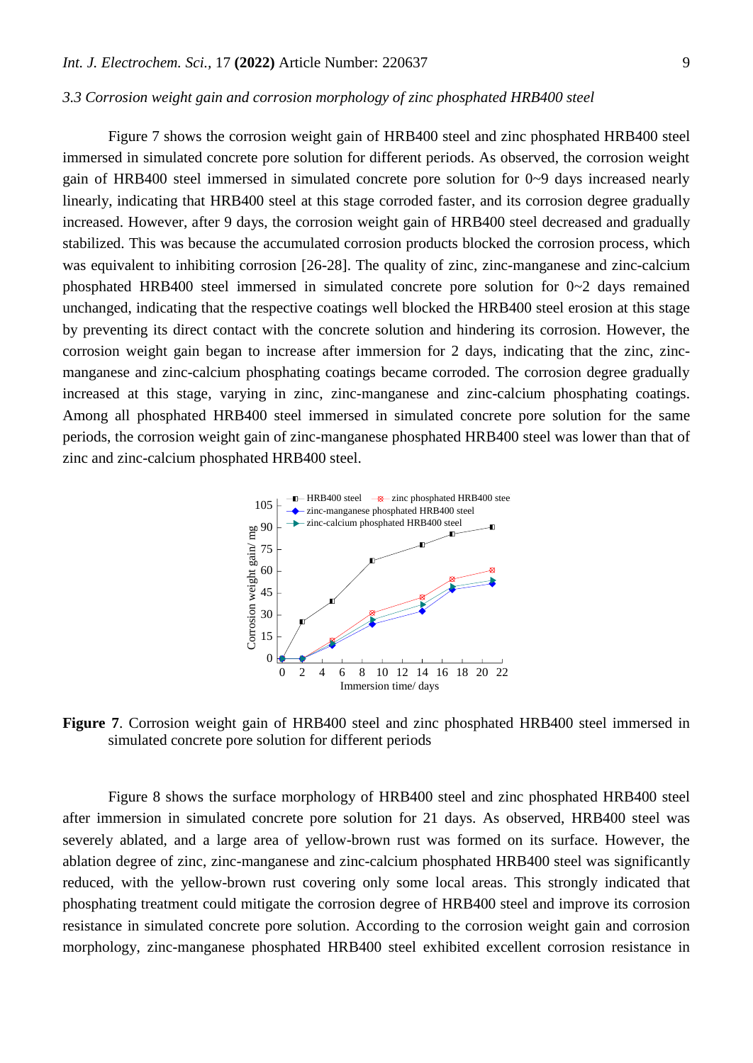### *3.3 Corrosion weight gain and corrosion morphology of zinc phosphated HRB400 steel*

Figure 7 shows the corrosion weight gain of HRB400 steel and zinc phosphated HRB400 steel immersed in simulated concrete pore solution for different periods. As observed, the corrosion weight gain of HRB400 steel immersed in simulated concrete pore solution for 0~9 days increased nearly linearly, indicating that HRB400 steel at this stage corroded faster, and its corrosion degree gradually increased. However, after 9 days, the corrosion weight gain of HRB400 steel decreased and gradually stabilized. This was because the accumulated corrosion products blocked the corrosion process, which was equivalent to inhibiting corrosion [26-28]. The quality of zinc, zinc-manganese and zinc-calcium phosphated HRB400 steel immersed in simulated concrete pore solution for 0~2 days remained unchanged, indicating that the respective coatings well blocked the HRB400 steel erosion at this stage by preventing its direct contact with the concrete solution and hindering its corrosion. However, the corrosion weight gain began to increase after immersion for 2 days, indicating that the zinc, zinc-manganese and zinc-calcium phosphating coatings became corroded. The corrosion degree gradually increased at this stage, varying in zinc, zinc-manganese and zinc-calcium phosphating coatings. Among all phosphated HRB400 steel immersed in simulated concrete pore solution for the same periods, the corrosion weight gain of zinc-manganese phosphated HRB400 steel was lower than that of zinc and zinc-calcium phosphated HRB400 steel.

**Figure 7**. Corrosion weight gain of HRB400 steel and zinc phosphated HRB400 steel immersed in simulated concrete pore solution for different periods

Figure 8 shows the surface morphology of HRB400 steel and zinc phosphated HRB400 steel after immersion in simulated concrete pore solution for 21 days. As observed, HRB400 steel was severely ablated, and a large area of yellow-brown rust was formed on its surface. However, the ablation degree of zinc, zinc-manganese and zinc-calcium phosphated HRB400 steel was significantly reduced, with the yellow-brown rust covering only some local areas. This strongly indicated that phosphating treatment could mitigate the corrosion degree of HRB400 steel and improve its corrosion resistance in simulated concrete pore solution. According to the corrosion weight gain and corrosion morphology, zinc-manganese phosphated HRB400 steel exhibited excellent corrosion resistance in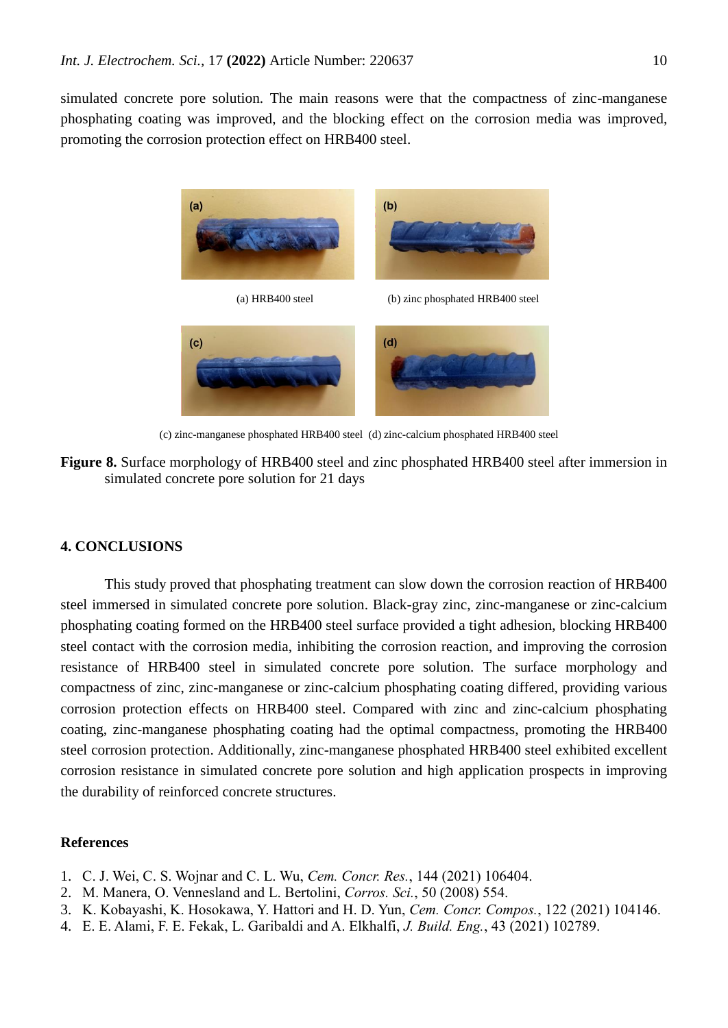simulated concrete pore solution. The main reasons were that the compactness of zinc-manganese phosphating coating was improved, and the blocking effect on the corrosion media was improved, promoting the corrosion protection effect on HRB400 steel.

(a) HRB400 steel (b) zinc phosphated HRB400 steel

(c) zinc-manganese phosphated HRB400 steel (d) zinc-calcium phosphated HRB400 steel

**Figure 8.** Surface morphology of HRB400 steel and zinc phosphated HRB400 steel after immersion in simulated concrete pore solution for 21 days

## 4. CONCLUSIONS

This study proved that phosphating treatment can slow down the corrosion reaction of HRB400 steel immersed in simulated concrete pore solution. Black-gray zinc, zinc-manganese or zinc-calcium phosphating coating formed on the HRB400 steel surface provided a tight adhesion, blocking HRB400 steel contact with the corrosion media, inhibiting the corrosion reaction, and improving the corrosion resistance of HRB400 steel in simulated concrete pore solution. The surface morphology and compactness of zinc, zinc-manganese or zinc-calcium phosphating coating differed, providing various corrosion protection effects on HRB400 steel. Compared with zinc and zinc-calcium phosphating coating, zinc-manganese phosphating coating had the optimal compactness, promoting the HRB400 steel corrosion protection. Additionally, zinc-manganese phosphated HRB400 steel exhibited excellent corrosion resistance in simulated concrete pore solution and high application prospects in improving the durability of reinforced concrete structures.

## References

1. C. J. Wei, C. S. Wojnar and C. L. Wu, *Cem. Concr. Res.*, 144 (2021) 106404.
2. M. Manera, O. Vennesland and L. Bertolini, *Corros. Sci.*, 50 (2008) 554.
3. K. Kobayashi, K. Hosokawa, Y. Hattori and H. D. Yun, *Cem. Concr. Compos.*, 122 (2021) 104146.
4. E. E. Alami, F. E. Fekak, L. Garibaldi and A. Elkhalfi, *J. Build. Eng.*, 43 (2021) 102789.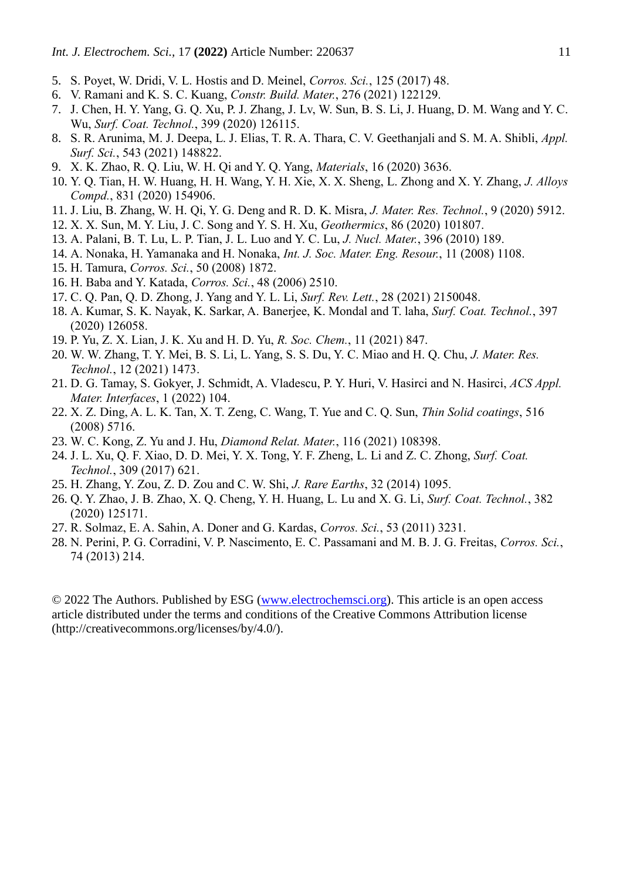5. S. Poyet, W. Dridi, V. L. Hostis and D. Meinel, *Corros. Sci.*, 125 (2017) 48.
6. V. Ramani and K. S. C. Kuang, *Constr. Build. Mater.*, 276 (2021) 122129.
7. J. Chen, H. Y. Yang, G. Q. Xu, P. J. Zhang, J. Lv, W. Sun, B. S. Li, J. Huang, D. M. Wang and Y. C. Wu, *Surf. Coat. Technol.*, 399 (2020) 126115.
8. S. R. Arunima, M. J. Deepa, L. J. Elias, T. R. A. Thara, C. V. Geethanjali and S. M. A. Shibli, *Appl. Surf. Sci.*, 543 (2021) 148822.
9. X. K. Zhao, R. Q. Liu, W. H. Qi and Y. Q. Yang, *Materials*, 16 (2020) 3636.
10. Y. Q. Tian, H. W. Huang, H. H. Wang, Y. H. Xie, X. X. Sheng, L. Zhong and X. Y. Zhang, *J. Alloys Compd.*, 831 (2020) 154906.
11. J. Liu, B. Zhang, W. H. Qi, Y. G. Deng and R. D. K. Misra, *J. Mater. Res. Technol.*, 9 (2020) 5912.
12. X. X. Sun, M. Y. Liu, J. C. Song and Y. S. H. Xu, *Geothermics*, 86 (2020) 101807.
13. A. Palani, B. T. Lu, L. P. Tian, J. L. Luo and Y. C. Lu, *J. Nucl. Mater.*, 396 (2010) 189.
14. A. Nonaka, H. Yamanaka and H. Nonaka, *Int. J. Soc. Mater. Eng. Resour.*, 11 (2008) 1108.
15. H. Tamura, *Corros. Sci.*, 50 (2008) 1872.
16. H. Baba and Y. Katada, *Corros. Sci.*, 48 (2006) 2510.
17. C. Q. Pan, Q. D. Zhong, J. Yang and Y. L. Li, *Surf. Rev. Lett.*, 28 (2021) 2150048.
18. A. Kumar, S. K. Nayak, K. Sarkar, A. Banerjee, K. Mondal and T. laha, *Surf. Coat. Technol.*, 397 (2020) 126058.
19. P. Yu, Z. X. Lian, J. K. Xu and H. D. Yu, *R. Soc. Chem.*, 11 (2021) 847.
20. W. W. Zhang, T. Y. Mei, B. S. Li, L. Yang, S. S. Du, Y. C. Miao and H. Q. Chu, *J. Mater. Res. Technol.*, 12 (2021) 1473.
21. D. G. Tamay, S. Gokyer, J. Schmidt, A. Vladescu, P. Y. Huri, V. Hasirci and N. Hasirci, *ACS Appl. Mater. Interfaces*, 1 (2022) 104.
22. X. Z. Ding, A. L. K. Tan, X. T. Zeng, C. Wang, T. Yue and C. Q. Sun, *Thin Solid coatings*, 516 (2008) 5716.
23. W. C. Kong, Z. Yu and J. Hu, *Diamond Relat. Mater.*, 116 (2021) 108398.
24. J. L. Xu, Q. F. Xiao, D. D. Mei, Y. X. Tong, Y. F. Zheng, L. Li and Z. C. Zhong, *Surf. Coat. Technol.*, 309 (2017) 621.
25. H. Zhang, Y. Zou, Z. D. Zou and C. W. Shi, *J. Rare Earths*, 32 (2014) 1095.
26. Q. Y. Zhao, J. B. Zhao, X. Q. Cheng, Y. H. Huang, L. Lu and X. G. Li, *Surf. Coat. Technol.*, 382 (2020) 125171.
27. R. Solmaz, E. A. Sahin, A. Doner and G. Kardas, *Corros. Sci.*, 53 (2011) 3231.
28. N. Perini, P. G. Corradini, V. P. Nascimento, E. C. Passamani and M. B. J. G. Freitas, *Corros. Sci.*, 74 (2013) 214.

© 2022 The Authors. Published by ESG (www.electrochemsci.org). This article is an open access article distributed under the terms and conditions of the Creative Commons Attribution license (http://creativecommons.org/licenses/by/4.0/).